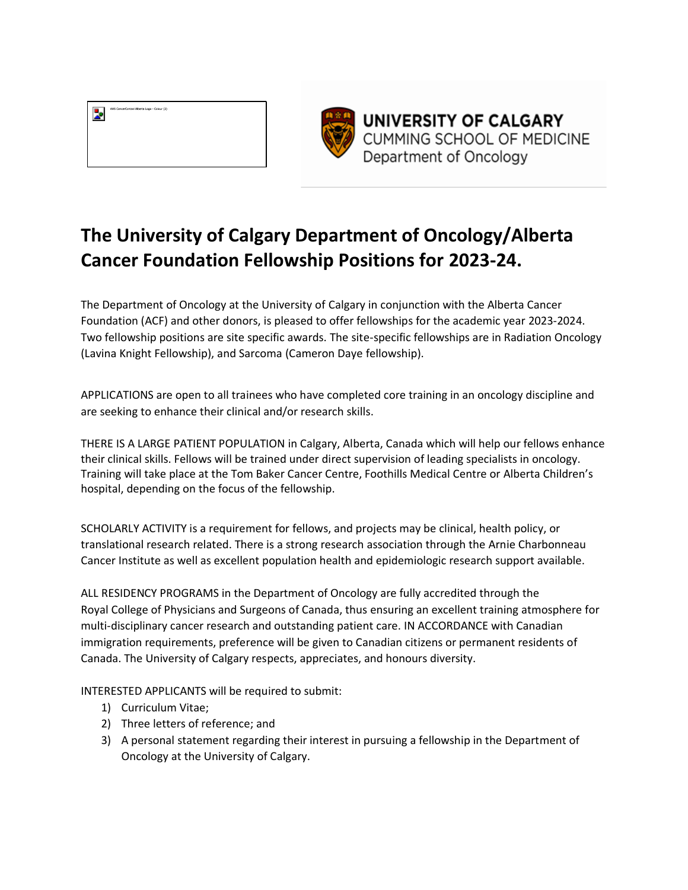UNIVERSITY OF CALGARY
CUMMING SCHOOL OF MEDICINE
Department of Oncology

# The University of Calgary Department of Oncology/Alberta Cancer Foundation Fellowship Positions for 2023-24.

The Department of Oncology at the University of Calgary in conjunction with the Alberta Cancer Foundation (ACF) and other donors, is pleased to offer fellowships for the academic year 2023-2024. Two fellowship positions are site specific awards. The site-specific fellowships are in Radiation Oncology (Lavina Knight Fellowship), and Sarcoma (Cameron Daye fellowship).

APPLICATIONS are open to all trainees who have completed core training in an oncology discipline and are seeking to enhance their clinical and/or research skills.

THERE IS A LARGE PATIENT POPULATION in Calgary, Alberta, Canada which will help our fellows enhance their clinical skills. Fellows will be trained under direct supervision of leading specialists in oncology. Training will take place at the Tom Baker Cancer Centre, Foothills Medical Centre or Alberta Children's hospital, depending on the focus of the fellowship.

SCHOLARLY ACTIVITY is a requirement for fellows, and projects may be clinical, health policy, or translational research related. There is a strong research association through the Arnie Charbonneau Cancer Institute as well as excellent population health and epidemiologic research support available.

ALL RESIDENCY PROGRAMS in the Department of Oncology are fully accredited through the Royal College of Physicians and Surgeons of Canada, thus ensuring an excellent training atmosphere for multi-disciplinary cancer research and outstanding patient care. IN ACCORDANCE with Canadian immigration requirements, preference will be given to Canadian citizens or permanent residents of Canada. The University of Calgary respects, appreciates, and honours diversity.

INTERESTED APPLICANTS will be required to submit:

1) Curriculum Vitae;
2) Three letters of reference; and
3) A personal statement regarding their interest in pursuing a fellowship in the Department of Oncology at the University of Calgary.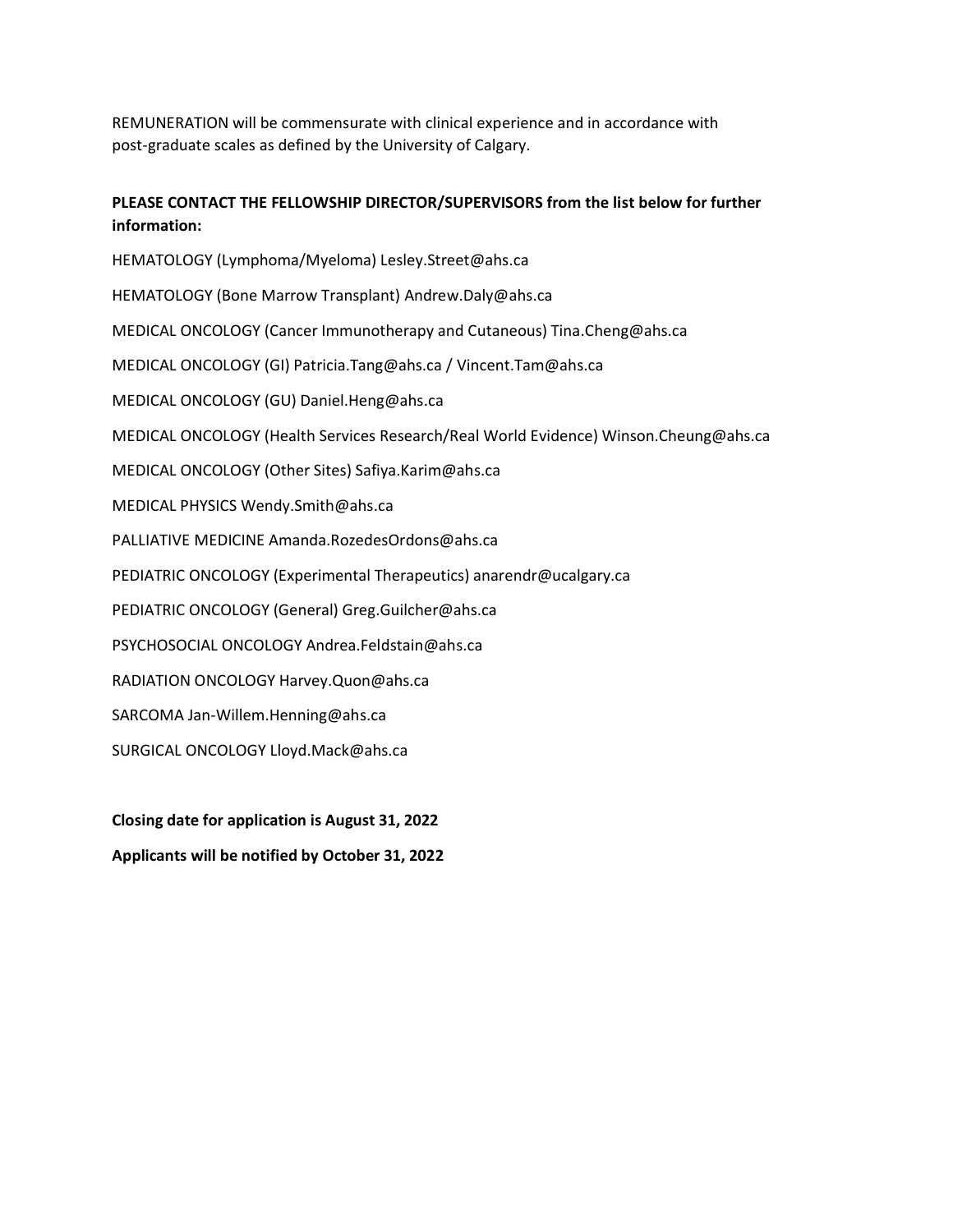REMUNERATION will be commensurate with clinical experience and in accordance with post-graduate scales as defined by the University of Calgary.

**PLEASE CONTACT THE FELLOWSHIP DIRECTOR/SUPERVISORS from the list below for further information:**

HEMATOLOGY (Lymphoma/Myeloma) Lesley.Street@ahs.ca

HEMATOLOGY (Bone Marrow Transplant) Andrew.Daly@ahs.ca

MEDICAL ONCOLOGY (Cancer Immunotherapy and Cutaneous) Tina.Cheng@ahs.ca

MEDICAL ONCOLOGY (GI) Patricia.Tang@ahs.ca / Vincent.Tam@ahs.ca

MEDICAL ONCOLOGY (GU) Daniel.Heng@ahs.ca

MEDICAL ONCOLOGY (Health Services Research/Real World Evidence) Winson.Cheung@ahs.ca

MEDICAL ONCOLOGY (Other Sites) Safiya.Karim@ahs.ca

MEDICAL PHYSICS Wendy.Smith@ahs.ca

PALLIATIVE MEDICINE Amanda.RozedesOrdons@ahs.ca

PEDIATRIC ONCOLOGY (Experimental Therapeutics) anarendr@ucalgary.ca

PEDIATRIC ONCOLOGY (General) Greg.Guilcher@ahs.ca

PSYCHOSOCIAL ONCOLOGY Andrea.Feldstain@ahs.ca

RADIATION ONCOLOGY Harvey.Quon@ahs.ca

SARCOMA Jan-Willem.Henning@ahs.ca

SURGICAL ONCOLOGY Lloyd.Mack@ahs.ca

**Closing date for application is August 31, 2022**

**Applicants will be notified by October 31, 2022**